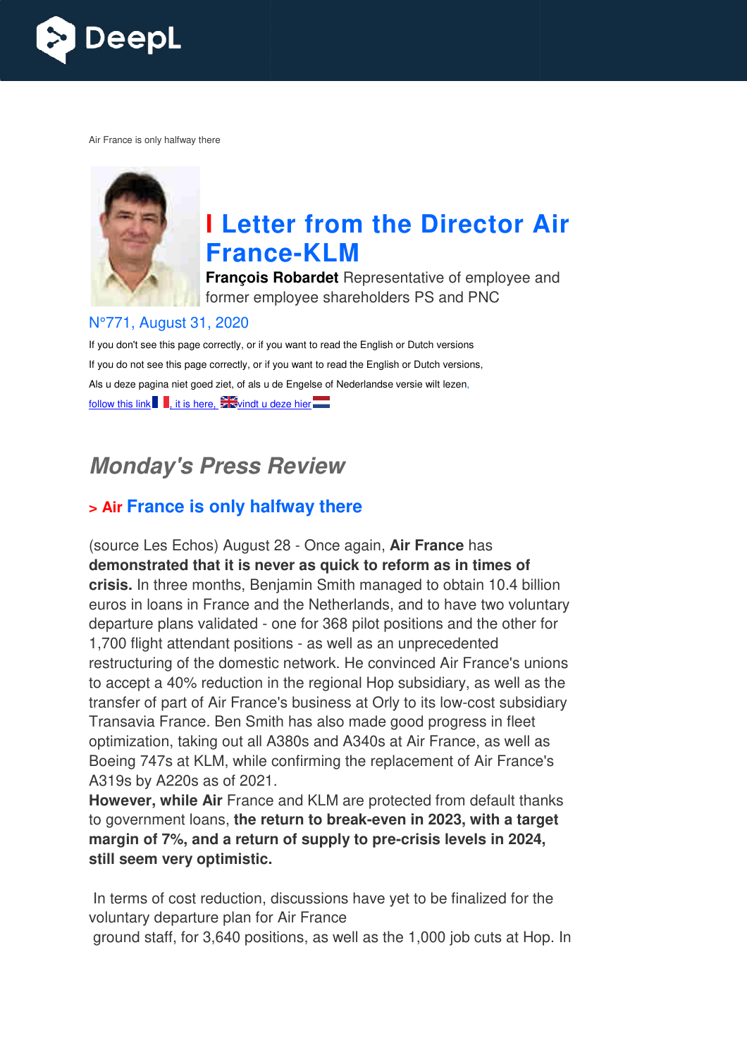Air France is only halfway there

# I Letter from the Director Air France-KLM

**François Robardet** Representative of employee and former employee shareholders PS and PNC

N°771, August 31, 2020

If you don't see this page correctly, or if you want to read the English or Dutch versions

If you do not see this page correctly, or if you want to read the English or Dutch versions,

Als u deze pagina niet goed ziet, of als u de Engelse of Nederlandse versie wilt lezen,

follow this link, it is here, vindt u deze hier

## *Monday's Press Review*

### > Air France is only halfway there

(source Les Echos) August 28 - Once again, **Air France** has **demonstrated that it is never as quick to reform as in times of crisis.** In three months, Benjamin Smith managed to obtain 10.4 billion euros in loans in France and the Netherlands, and to have two voluntary departure plans validated - one for 368 pilot positions and the other for 1,700 flight attendant positions - as well as an unprecedented restructuring of the domestic network. He convinced Air France's unions to accept a 40% reduction in the regional Hop subsidiary, as well as the transfer of part of Air France's business at Orly to its low-cost subsidiary Transavia France. Ben Smith has also made good progress in fleet optimization, taking out all A380s and A340s at Air France, as well as Boeing 747s at KLM, while confirming the replacement of Air France's A319s by A220s as of 2021.

**However, while Air** France and KLM are protected from default thanks to government loans, **the return to break-even in 2023, with a target margin of 7%, and a return of supply to pre-crisis levels in 2024, still seem very optimistic.**

In terms of cost reduction, discussions have yet to be finalized for the voluntary departure plan for Air France ground staff, for 3,640 positions, as well as the 1,000 job cuts at Hop. In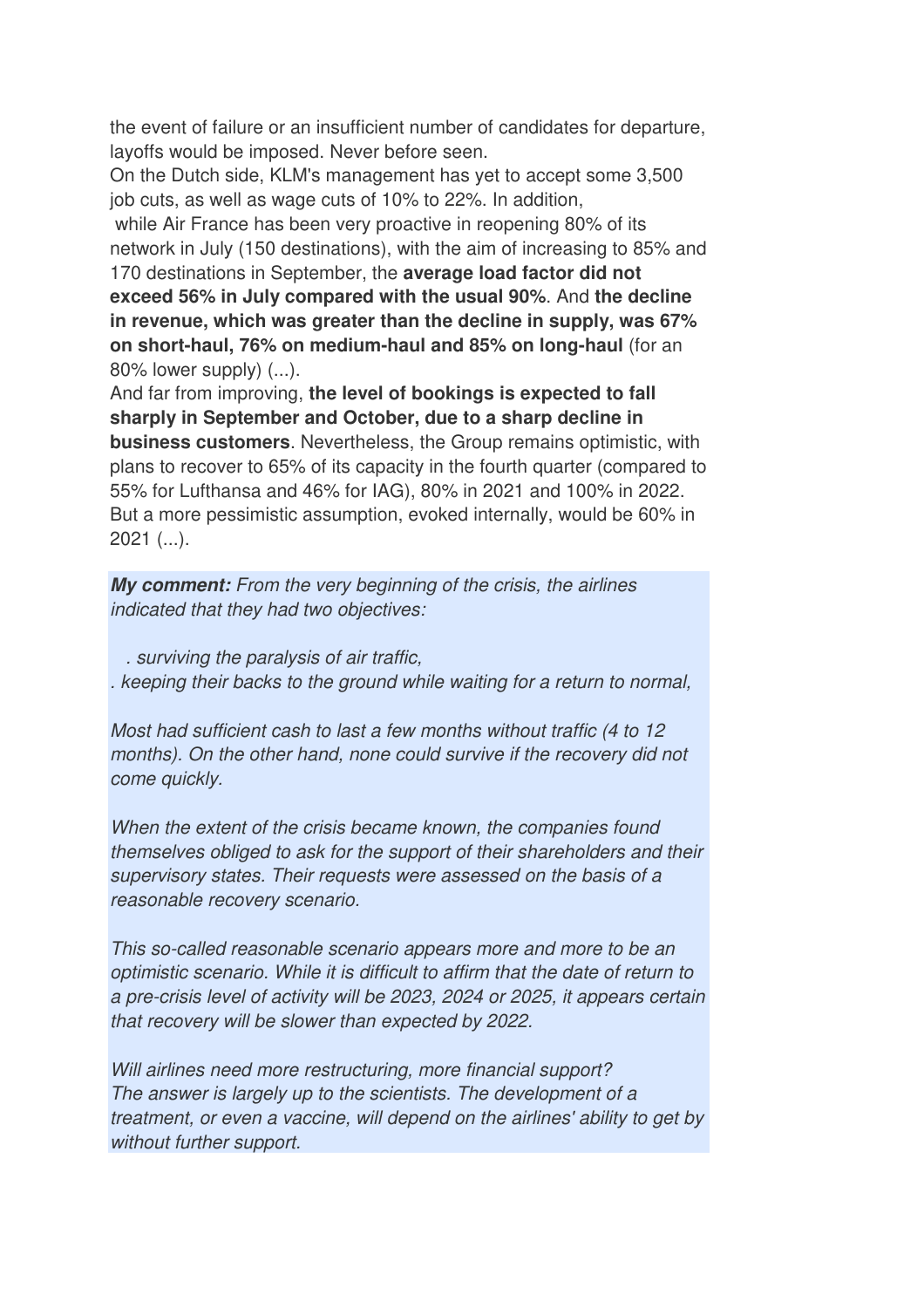the event of failure or an insufficient number of candidates for departure, layoffs would be imposed. Never before seen.
On the Dutch side, KLM's management has yet to accept some 3,500 job cuts, as well as wage cuts of 10% to 22%. In addition, while Air France has been very proactive in reopening 80% of its network in July (150 destinations), with the aim of increasing to 85% and 170 destinations in September, the **average load factor did not exceed 56% in July compared with the usual 90%**. And **the decline in revenue, which was greater than the decline in supply, was 67% on short-haul, 76% on medium-haul and 85% on long-haul** (for an 80% lower supply) (...).
And far from improving, **the level of bookings is expected to fall sharply in September and October, due to a sharp decline in business customers**. Nevertheless, the Group remains optimistic, with plans to recover to 65% of its capacity in the fourth quarter (compared to 55% for Lufthansa and 46% for IAG), 80% in 2021 and 100% in 2022. But a more pessimistic assumption, evoked internally, would be 60% in 2021 (...).

***My comment:*** *From the very beginning of the crisis, the airlines indicated that they had two objectives:*

*. surviving the paralysis of air traffic,*
*. keeping their backs to the ground while waiting for a return to normal,*

*Most had sufficient cash to last a few months without traffic (4 to 12 months). On the other hand, none could survive if the recovery did not come quickly.*

*When the extent of the crisis became known, the companies found themselves obliged to ask for the support of their shareholders and their supervisory states. Their requests were assessed on the basis of a reasonable recovery scenario.*

*This so-called reasonable scenario appears more and more to be an optimistic scenario. While it is difficult to affirm that the date of return to a pre-crisis level of activity will be 2023, 2024 or 2025, it appears certain that recovery will be slower than expected by 2022.*

*Will airlines need more restructuring, more financial support?*
*The answer is largely up to the scientists. The development of a treatment, or even a vaccine, will depend on the airlines' ability to get by without further support.*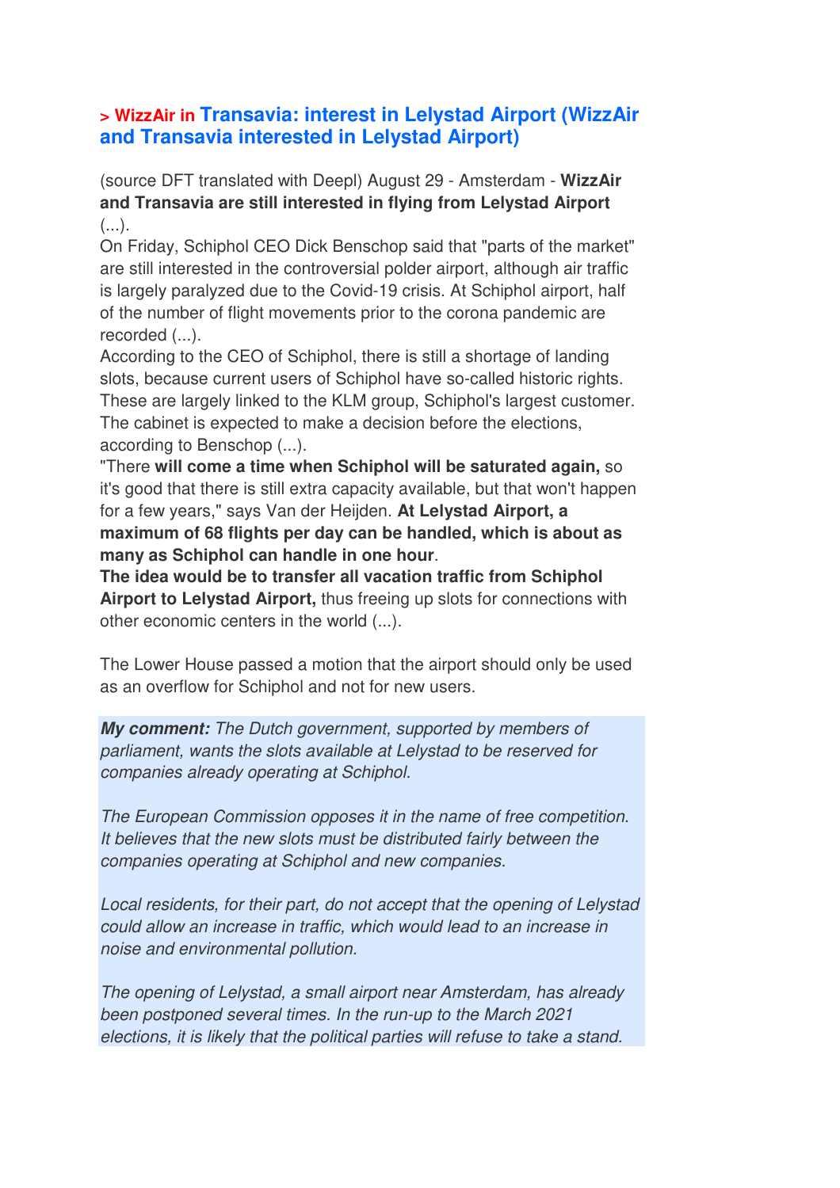## > WizzAir in Transavia: interest in Lelystad Airport (WizzAir and Transavia interested in Lelystad Airport)

(source DFT translated with Deepl) August 29 - Amsterdam - **WizzAir and Transavia are still interested in flying from Lelystad Airport** (...).
On Friday, Schiphol CEO Dick Benschop said that "parts of the market" are still interested in the controversial polder airport, although air traffic is largely paralyzed due to the Covid-19 crisis. At Schiphol airport, half of the number of flight movements prior to the corona pandemic are recorded (...).
According to the CEO of Schiphol, there is still a shortage of landing slots, because current users of Schiphol have so-called historic rights. These are largely linked to the KLM group, Schiphol's largest customer. The cabinet is expected to make a decision before the elections, according to Benschop (...).
"There **will come a time when Schiphol will be saturated again,** so it's good that there is still extra capacity available, but that won't happen for a few years," says Van der Heijden. **At Lelystad Airport, a maximum of 68 flights per day can be handled, which is about as many as Schiphol can handle in one hour**.
**The idea would be to transfer all vacation traffic from Schiphol Airport to Lelystad Airport,** thus freeing up slots for connections with other economic centers in the world (...).

The Lower House passed a motion that the airport should only be used as an overflow for Schiphol and not for new users.

***My comment:*** *The Dutch government, supported by members of parliament, wants the slots available at Lelystad to be reserved for companies already operating at Schiphol.*

*The European Commission opposes it in the name of free competition. It believes that the new slots must be distributed fairly between the companies operating at Schiphol and new companies.*

*Local residents, for their part, do not accept that the opening of Lelystad could allow an increase in traffic, which would lead to an increase in noise and environmental pollution.*

*The opening of Lelystad, a small airport near Amsterdam, has already been postponed several times. In the run-up to the March 2021 elections, it is likely that the political parties will refuse to take a stand.*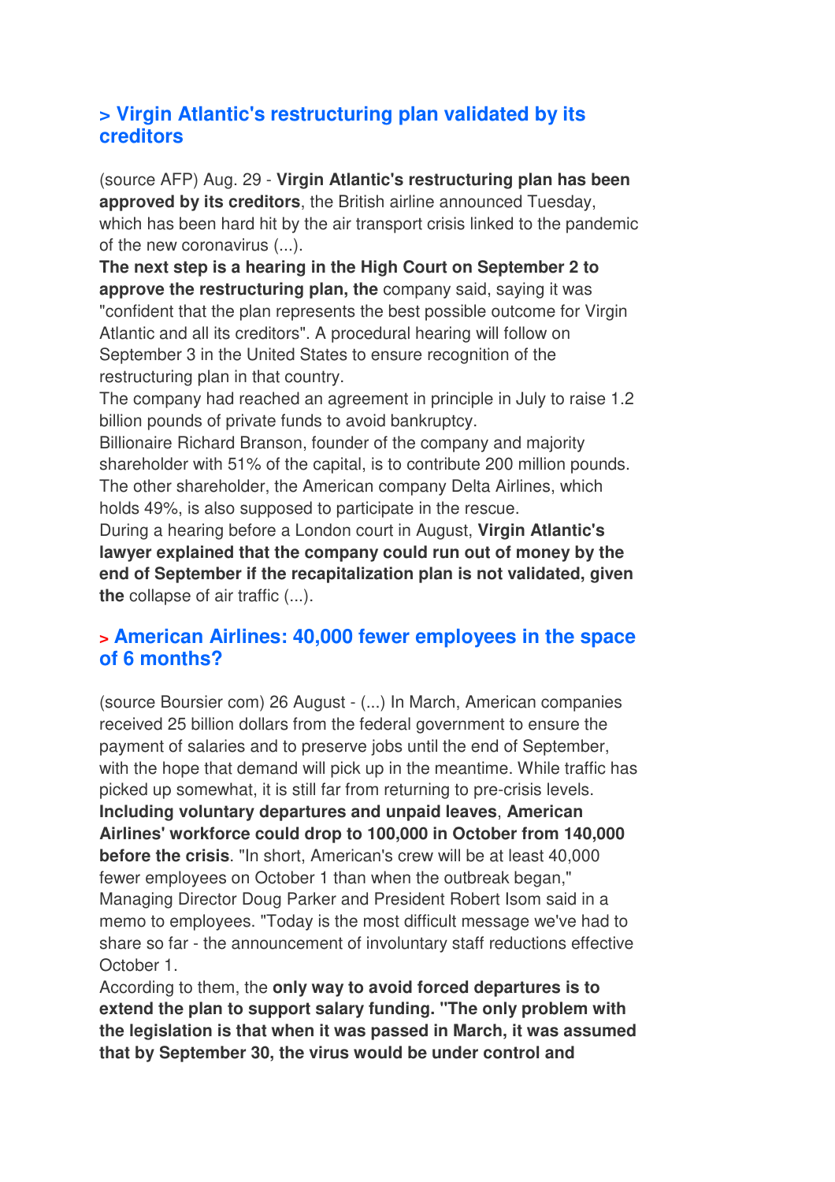## > Virgin Atlantic's restructuring plan validated by its creditors

(source AFP) Aug. 29 - **Virgin Atlantic's restructuring plan has been approved by its creditors**, the British airline announced Tuesday, which has been hard hit by the air transport crisis linked to the pandemic of the new coronavirus (...).
**The next step is a hearing in the High Court on September 2 to approve the restructuring plan, the** company said, saying it was "confident that the plan represents the best possible outcome for Virgin Atlantic and all its creditors". A procedural hearing will follow on September 3 in the United States to ensure recognition of the restructuring plan in that country.
The company had reached an agreement in principle in July to raise 1.2 billion pounds of private funds to avoid bankruptcy.
Billionaire Richard Branson, founder of the company and majority shareholder with 51% of the capital, is to contribute 200 million pounds. The other shareholder, the American company Delta Airlines, which holds 49%, is also supposed to participate in the rescue.
During a hearing before a London court in August, **Virgin Atlantic's lawyer explained that the company could run out of money by the end of September if the recapitalization plan is not validated, given the** collapse of air traffic (...).

## > American Airlines: 40,000 fewer employees in the space of 6 months?

(source Boursier com) 26 August - (...) In March, American companies received 25 billion dollars from the federal government to ensure the payment of salaries and to preserve jobs until the end of September, with the hope that demand will pick up in the meantime. While traffic has picked up somewhat, it is still far from returning to pre-crisis levels.
**Including voluntary departures and unpaid leaves**, **American Airlines' workforce could drop to 100,000 in October from 140,000 before the crisis**. "In short, American's crew will be at least 40,000 fewer employees on October 1 than when the outbreak began," Managing Director Doug Parker and President Robert Isom said in a memo to employees. "Today is the most difficult message we've had to share so far - the announcement of involuntary staff reductions effective October 1.
According to them, the **only way to avoid forced departures is to extend the plan to support salary funding. "The only problem with the legislation is that when it was passed in March, it was assumed that by September 30, the virus would be under control and**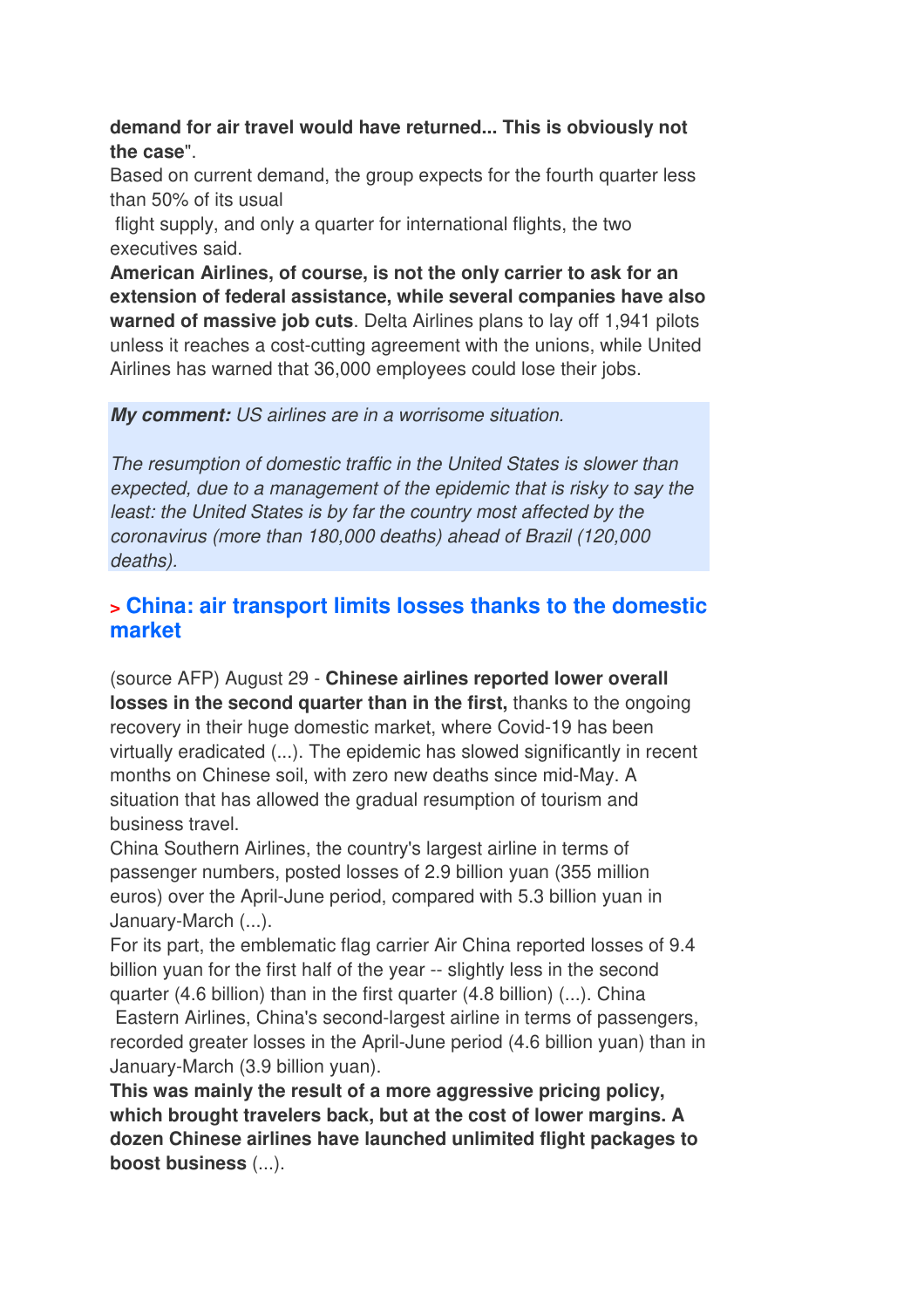**demand for air travel would have returned... This is obviously not the case**".

Based on current demand, the group expects for the fourth quarter less than 50% of its usual flight supply, and only a quarter for international flights, the two executives said.

**American Airlines, of course, is not the only carrier to ask for an extension of federal assistance, while several companies have also warned of massive job cuts**. Delta Airlines plans to lay off 1,941 pilots unless it reaches a cost-cutting agreement with the unions, while United Airlines has warned that 36,000 employees could lose their jobs.

***My comment:*** *US airlines are in a worrisome situation.*

*The resumption of domestic traffic in the United States is slower than expected, due to a management of the epidemic that is risky to say the least: the United States is by far the country most affected by the coronavirus (more than 180,000 deaths) ahead of Brazil (120,000 deaths).*

## > China: air transport limits losses thanks to the domestic market

(source AFP) August 29 - **Chinese airlines reported lower overall losses in the second quarter than in the first,** thanks to the ongoing recovery in their huge domestic market, where Covid-19 has been virtually eradicated (...). The epidemic has slowed significantly in recent months on Chinese soil, with zero new deaths since mid-May. A situation that has allowed the gradual resumption of tourism and business travel.

China Southern Airlines, the country's largest airline in terms of passenger numbers, posted losses of 2.9 billion yuan (355 million euros) over the April-June period, compared with 5.3 billion yuan in January-March (...).

For its part, the emblematic flag carrier Air China reported losses of 9.4 billion yuan for the first half of the year -- slightly less in the second quarter (4.6 billion) than in the first quarter (4.8 billion) (...). China Eastern Airlines, China's second-largest airline in terms of passengers, recorded greater losses in the April-June period (4.6 billion yuan) than in January-March (3.9 billion yuan).

**This was mainly the result of a more aggressive pricing policy, which brought travelers back, but at the cost of lower margins. A dozen Chinese airlines have launched unlimited flight packages to boost business** (...).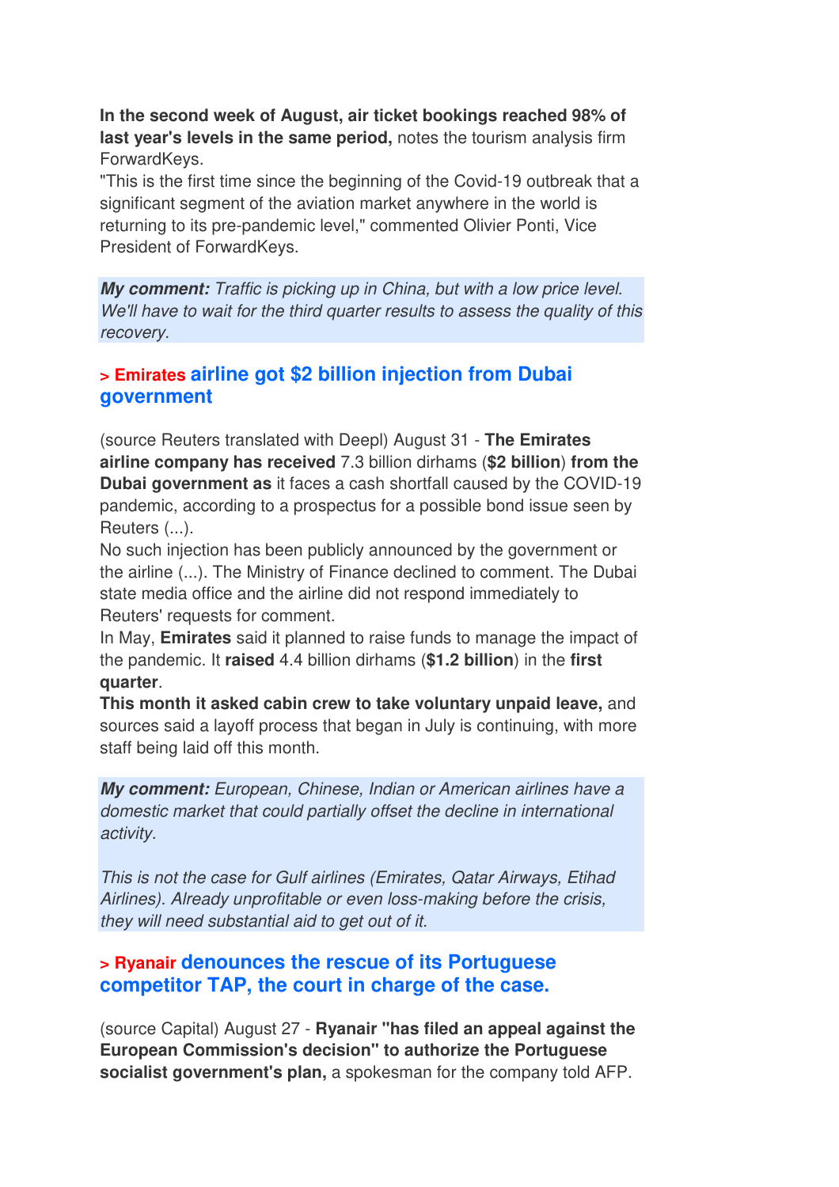**In the second week of August, air ticket bookings reached 98% of last year's levels in the same period,** notes the tourism analysis firm ForwardKeys.

"This is the first time since the beginning of the Covid-19 outbreak that a significant segment of the aviation market anywhere in the world is returning to its pre-pandemic level," commented Olivier Ponti, Vice President of ForwardKeys.

***My comment:*** *Traffic is picking up in China, but with a low price level. We'll have to wait for the third quarter results to assess the quality of this recovery.*

### > Emirates airline got $2 billion injection from Dubai government

(source Reuters translated with Deepl) August 31 - **The Emirates airline company has received** 7.3 billion dirhams (**$2 billion**) **from the Dubai government as** it faces a cash shortfall caused by the COVID-19 pandemic, according to a prospectus for a possible bond issue seen by Reuters (...).

No such injection has been publicly announced by the government or the airline (...). The Ministry of Finance declined to comment. The Dubai state media office and the airline did not respond immediately to Reuters' requests for comment.

In May, **Emirates** said it planned to raise funds to manage the impact of the pandemic. It **raised** 4.4 billion dirhams (**$1.2 billion**) in the **first quarter**.

**This month it asked cabin crew to take voluntary unpaid leave,** and sources said a layoff process that began in July is continuing, with more staff being laid off this month.

***My comment:*** *European, Chinese, Indian or American airlines have a domestic market that could partially offset the decline in international activity.*

*This is not the case for Gulf airlines (Emirates, Qatar Airways, Etihad Airlines). Already unprofitable or even loss-making before the crisis, they will need substantial aid to get out of it.*

### > Ryanair denounces the rescue of its Portuguese competitor TAP, the court in charge of the case.

(source Capital) August 27 - **Ryanair "has filed an appeal against the European Commission's decision" to authorize the Portuguese socialist government's plan,** a spokesman for the company told AFP.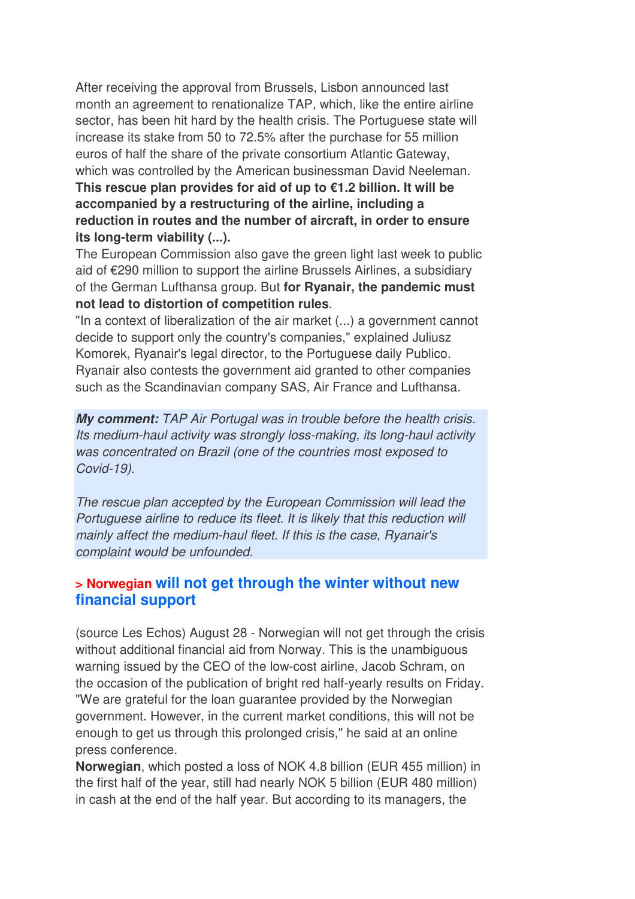After receiving the approval from Brussels, Lisbon announced last month an agreement to renationalize TAP, which, like the entire airline sector, has been hit hard by the health crisis. The Portuguese state will increase its stake from 50 to 72.5% after the purchase for 55 million euros of half the share of the private consortium Atlantic Gateway, which was controlled by the American businessman David Neeleman. **This rescue plan provides for aid of up to €1.2 billion. It will be accompanied by a restructuring of the airline, including a reduction in routes and the number of aircraft, in order to ensure its long-term viability (...).**

The European Commission also gave the green light last week to public aid of €290 million to support the airline Brussels Airlines, a subsidiary of the German Lufthansa group. But **for Ryanair, the pandemic must not lead to distortion of competition rules**.

"In a context of liberalization of the air market (...) a government cannot decide to support only the country's companies," explained Juliusz Komorek, Ryanair's legal director, to the Portuguese daily Publico. Ryanair also contests the government aid granted to other companies such as the Scandinavian company SAS, Air France and Lufthansa.

***My comment:*** *TAP Air Portugal was in trouble before the health crisis. Its medium-haul activity was strongly loss-making, its long-haul activity was concentrated on Brazil (one of the countries most exposed to Covid-19).*

*The rescue plan accepted by the European Commission will lead the Portuguese airline to reduce its fleet. It is likely that this reduction will mainly affect the medium-haul fleet. If this is the case, Ryanair's complaint would be unfounded.*

## > Norwegian will not get through the winter without new financial support

(source Les Echos) August 28 - Norwegian will not get through the crisis without additional financial aid from Norway. This is the unambiguous warning issued by the CEO of the low-cost airline, Jacob Schram, on the occasion of the publication of bright red half-yearly results on Friday. "We are grateful for the loan guarantee provided by the Norwegian government. However, in the current market conditions, this will not be enough to get us through this prolonged crisis," he said at an online press conference.

**Norwegian**, which posted a loss of NOK 4.8 billion (EUR 455 million) in the first half of the year, still had nearly NOK 5 billion (EUR 480 million) in cash at the end of the half year. But according to its managers, the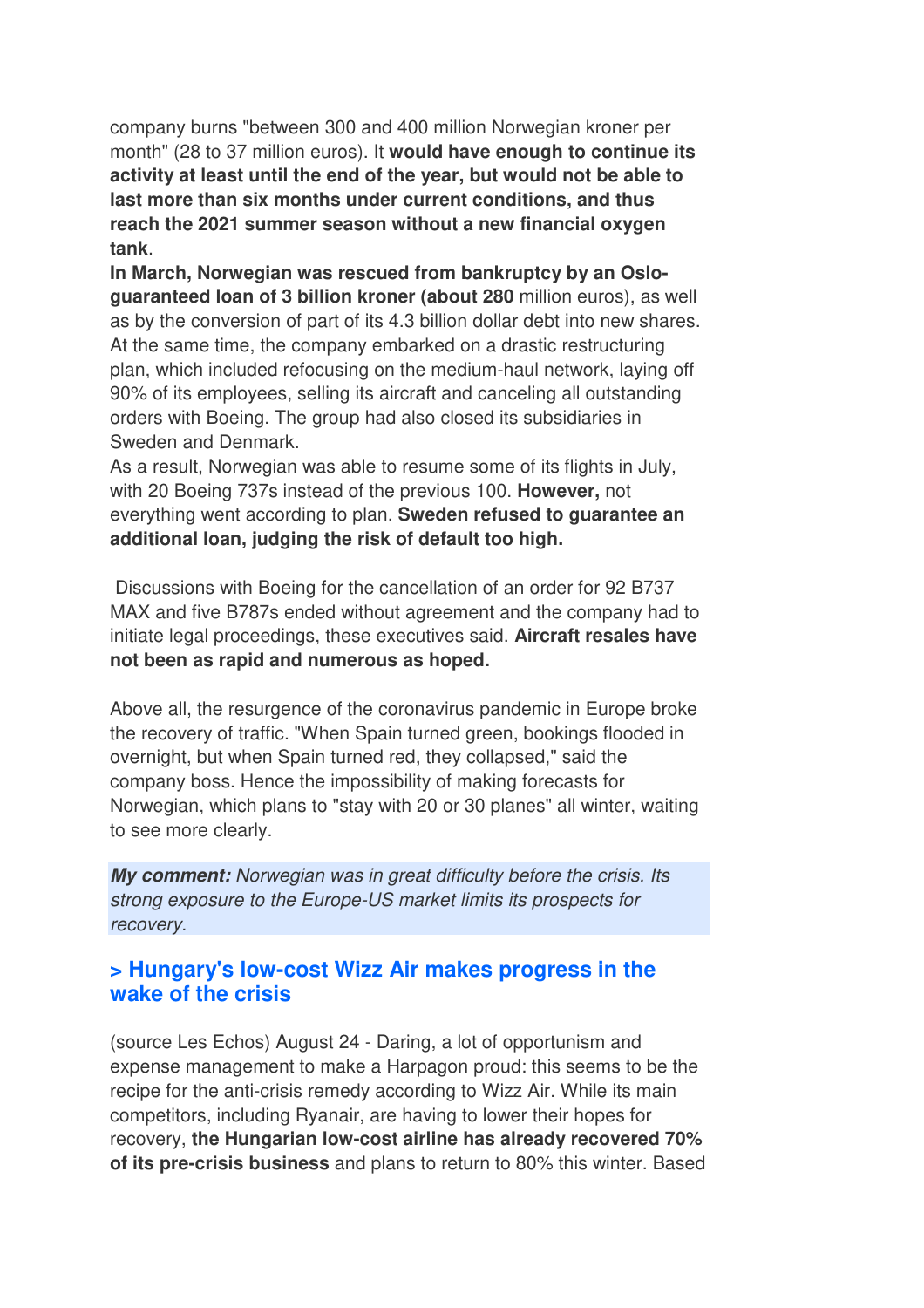company burns "between 300 and 400 million Norwegian kroner per month" (28 to 37 million euros). It **would have enough to continue its activity at least until the end of the year, but would not be able to last more than six months under current conditions, and thus reach the 2021 summer season without a new financial oxygen tank**.

**In March, Norwegian was rescued from bankruptcy by an Oslo-guaranteed loan of 3 billion kroner (about 280** million euros), as well as by the conversion of part of its 4.3 billion dollar debt into new shares. At the same time, the company embarked on a drastic restructuring plan, which included refocusing on the medium-haul network, laying off 90% of its employees, selling its aircraft and canceling all outstanding orders with Boeing. The group had also closed its subsidiaries in Sweden and Denmark.

As a result, Norwegian was able to resume some of its flights in July, with 20 Boeing 737s instead of the previous 100. **However,** not everything went according to plan. **Sweden refused to guarantee an additional loan, judging the risk of default too high.**

Discussions with Boeing for the cancellation of an order for 92 B737 MAX and five B787s ended without agreement and the company had to initiate legal proceedings, these executives said. **Aircraft resales have not been as rapid and numerous as hoped.**

Above all, the resurgence of the coronavirus pandemic in Europe broke the recovery of traffic. "When Spain turned green, bookings flooded in overnight, but when Spain turned red, they collapsed," said the company boss. Hence the impossibility of making forecasts for Norwegian, which plans to "stay with 20 or 30 planes" all winter, waiting to see more clearly.

***My comment:*** *Norwegian was in great difficulty before the crisis. Its strong exposure to the Europe-US market limits its prospects for recovery.*

### > Hungary's low-cost Wizz Air makes progress in the wake of the crisis

(source Les Echos) August 24 - Daring, a lot of opportunism and expense management to make a Harpagon proud: this seems to be the recipe for the anti-crisis remedy according to Wizz Air. While its main competitors, including Ryanair, are having to lower their hopes for recovery, **the Hungarian low-cost airline has already recovered 70% of its pre-crisis business** and plans to return to 80% this winter. Based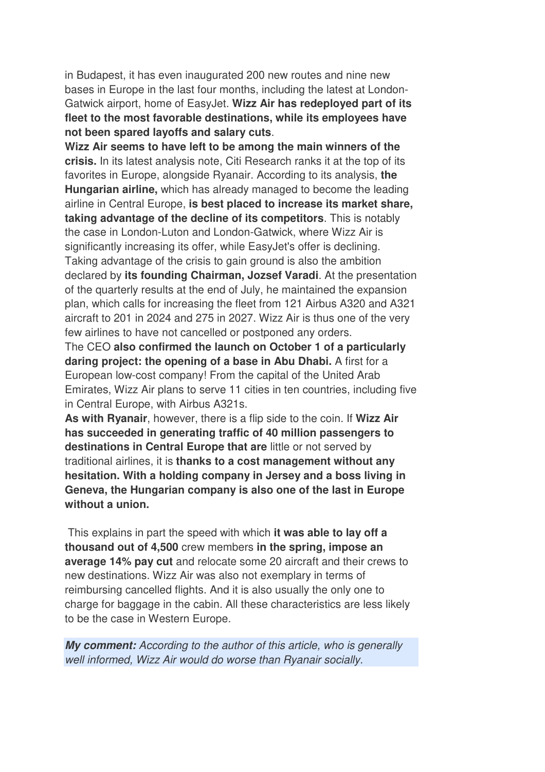in Budapest, it has even inaugurated 200 new routes and nine new bases in Europe in the last four months, including the latest at London-Gatwick airport, home of EasyJet. **Wizz Air has redeployed part of its fleet to the most favorable destinations, while its employees have not been spared layoffs and salary cuts**.

**Wizz Air seems to have left to be among the main winners of the crisis.** In its latest analysis note, Citi Research ranks it at the top of its favorites in Europe, alongside Ryanair. According to its analysis, **the Hungarian airline,** which has already managed to become the leading airline in Central Europe, **is best placed to increase its market share, taking advantage of the decline of its competitors**. This is notably the case in London-Luton and London-Gatwick, where Wizz Air is significantly increasing its offer, while EasyJet's offer is declining.

Taking advantage of the crisis to gain ground is also the ambition declared by **its founding Chairman, Jozsef Varadi**. At the presentation of the quarterly results at the end of July, he maintained the expansion plan, which calls for increasing the fleet from 121 Airbus A320 and A321 aircraft to 201 in 2024 and 275 in 2027. Wizz Air is thus one of the very few airlines to have not cancelled or postponed any orders.

The CEO **also confirmed the launch on October 1 of a particularly daring project: the opening of a base in Abu Dhabi.** A first for a European low-cost company! From the capital of the United Arab Emirates, Wizz Air plans to serve 11 cities in ten countries, including five in Central Europe, with Airbus A321s.

**As with Ryanair**, however, there is a flip side to the coin. If **Wizz Air has succeeded in generating traffic of 40 million passengers to destinations in Central Europe that are** little or not served by traditional airlines, it is **thanks to a cost management without any hesitation. With a holding company in Jersey and a boss living in Geneva, the Hungarian company is also one of the last in Europe without a union.**

This explains in part the speed with which **it was able to lay off a thousand out of 4,500** crew members **in the spring, impose an average 14% pay cut** and relocate some 20 aircraft and their crews to new destinations. Wizz Air was also not exemplary in terms of reimbursing cancelled flights. And it is also usually the only one to charge for baggage in the cabin. All these characteristics are less likely to be the case in Western Europe.

***My comment:*** *According to the author of this article, who is generally well informed, Wizz Air would do worse than Ryanair socially.*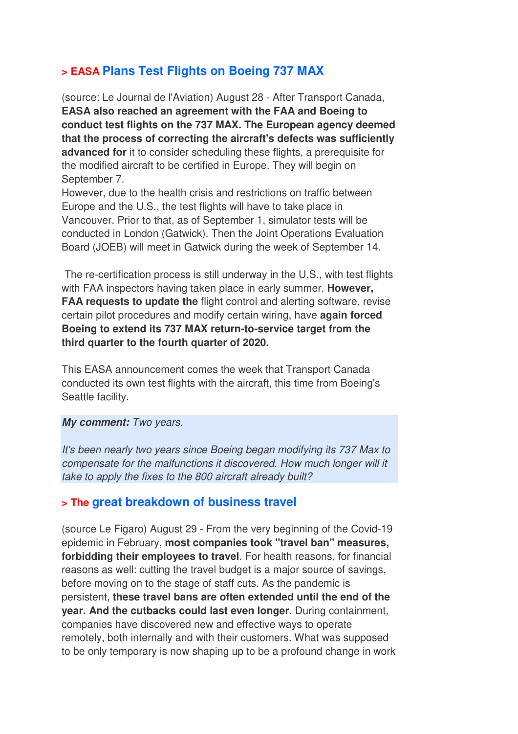## > EASA Plans Test Flights on Boeing 737 MAX

(source: Le Journal de l'Aviation) August 28 - After Transport Canada, **EASA also reached an agreement with the FAA and Boeing to conduct test flights on the 737 MAX. The European agency deemed that the process of correcting the aircraft's defects was sufficiently advanced for** it to consider scheduling these flights, a prerequisite for the modified aircraft to be certified in Europe. They will begin on September 7.
However, due to the health crisis and restrictions on traffic between Europe and the U.S., the test flights will have to take place in Vancouver. Prior to that, as of September 1, simulator tests will be conducted in London (Gatwick). Then the Joint Operations Evaluation Board (JOEB) will meet in Gatwick during the week of September 14.

The re-certification process is still underway in the U.S., with test flights with FAA inspectors having taken place in early summer. **However, FAA requests to update the** flight control and alerting software, revise certain pilot procedures and modify certain wiring, have **again forced Boeing to extend its 737 MAX return-to-service target from the third quarter to the fourth quarter of 2020.**

This EASA announcement comes the week that Transport Canada conducted its own test flights with the aircraft, this time from Boeing's Seattle facility.

***My comment:*** *Two years.*

*It's been nearly two years since Boeing began modifying its 737 Max to compensate for the malfunctions it discovered. How much longer will it take to apply the fixes to the 800 aircraft already built?*

## > The great breakdown of business travel

(source Le Figaro) August 29 - From the very beginning of the Covid-19 epidemic in February, **most companies took "travel ban" measures, forbidding their employees to travel**. For health reasons, for financial reasons as well: cutting the travel budget is a major source of savings, before moving on to the stage of staff cuts. As the pandemic is persistent, **these travel bans are often extended until the end of the year. And the cutbacks could last even longer**. During containment, companies have discovered new and effective ways to operate remotely, both internally and with their customers. What was supposed to be only temporary is now shaping up to be a profound change in work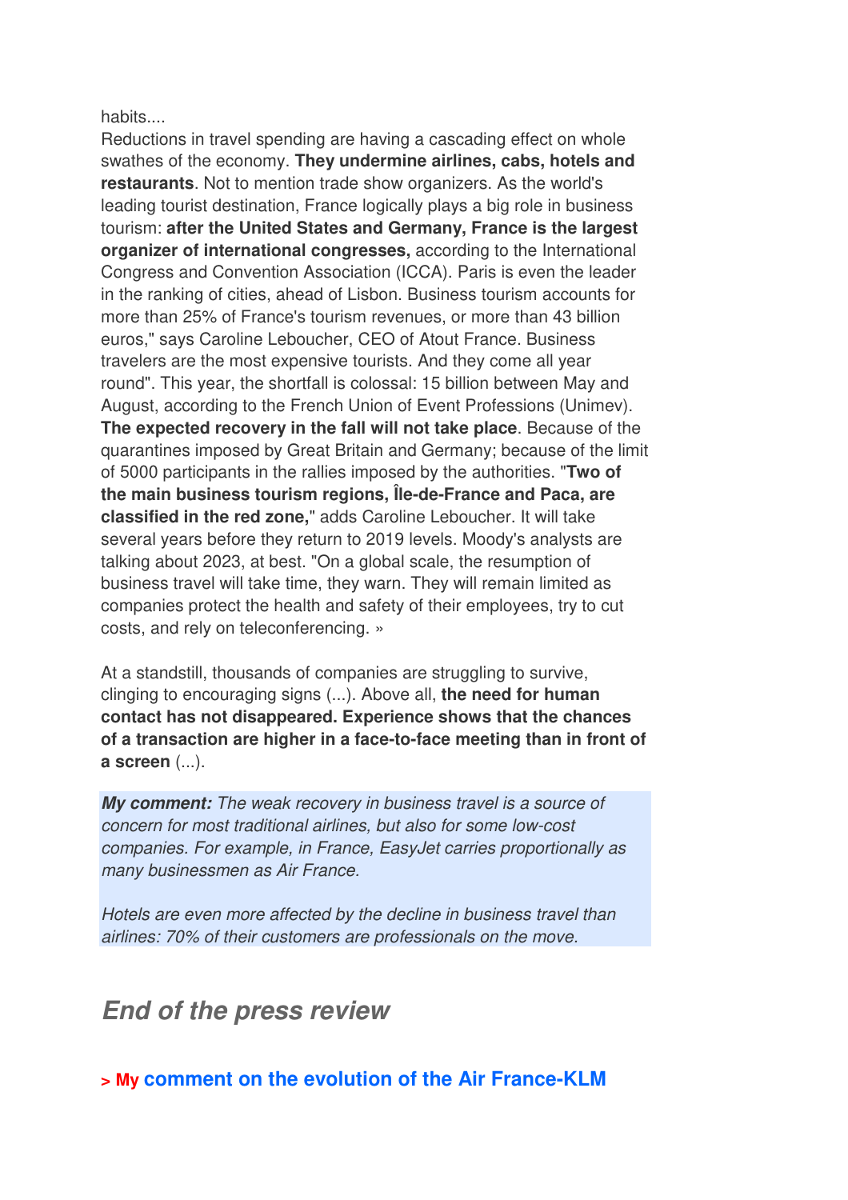habits....

Reductions in travel spending are having a cascading effect on whole swathes of the economy. **They undermine airlines, cabs, hotels and restaurants**. Not to mention trade show organizers. As the world's leading tourist destination, France logically plays a big role in business tourism: **after the United States and Germany, France is the largest organizer of international congresses,** according to the International Congress and Convention Association (ICCA). Paris is even the leader in the ranking of cities, ahead of Lisbon. Business tourism accounts for more than 25% of France's tourism revenues, or more than 43 billion euros," says Caroline Leboucher, CEO of Atout France. Business travelers are the most expensive tourists. And they come all year round". This year, the shortfall is colossal: 15 billion between May and August, according to the French Union of Event Professions (Unimev). **The expected recovery in the fall will not take place**. Because of the quarantines imposed by Great Britain and Germany; because of the limit of 5000 participants in the rallies imposed by the authorities. "**Two of the main business tourism regions, Île-de-France and Paca, are classified in the red zone,**" adds Caroline Leboucher. It will take several years before they return to 2019 levels. Moody's analysts are talking about 2023, at best. "On a global scale, the resumption of business travel will take time, they warn. They will remain limited as companies protect the health and safety of their employees, try to cut costs, and rely on teleconferencing. »

At a standstill, thousands of companies are struggling to survive, clinging to encouraging signs (...). Above all, **the need for human contact has not disappeared. Experience shows that the chances of a transaction are higher in a face-to-face meeting than in front of a screen** (...).

***My comment:*** *The weak recovery in business travel is a source of concern for most traditional airlines, but also for some low-cost companies. For example, in France, EasyJet carries proportionally as many businessmen as Air France.*

*Hotels are even more affected by the decline in business travel than airlines: 70% of their customers are professionals on the move.*

## *End of the press review*

**> My comment on the evolution of the Air France-KLM**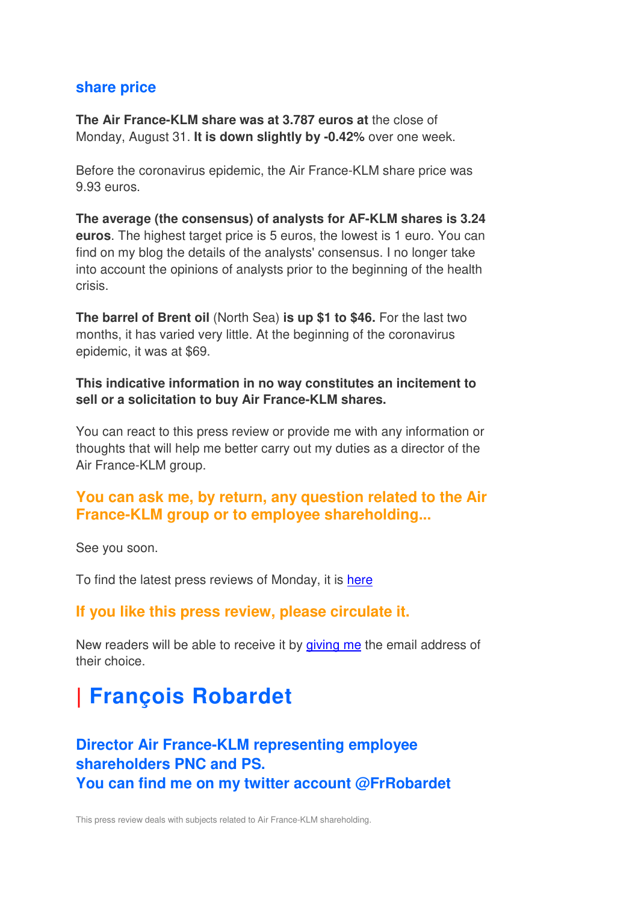## share price

**The Air France-KLM share was at 3.787 euros at** the close of Monday, August 31. **It is down slightly by -0.42%** over one week.

Before the coronavirus epidemic, the Air France-KLM share price was 9.93 euros.

**The average (the consensus) of analysts for AF-KLM shares is 3.24 euros**. The highest target price is 5 euros, the lowest is 1 euro. You can find on my blog the details of the analysts' consensus. I no longer take into account the opinions of analysts prior to the beginning of the health crisis.

**The barrel of Brent oil** (North Sea) **is up $1 to $46.** For the last two months, it has varied very little. At the beginning of the coronavirus epidemic, it was at $69.

**This indicative information in no way constitutes an incitement to sell or a solicitation to buy Air France-KLM shares.**

You can react to this press review or provide me with any information or thoughts that will help me better carry out my duties as a director of the Air France-KLM group.

### You can ask me, by return, any question related to the Air France-KLM group or to employee shareholding...

See you soon.

To find the latest press reviews of Monday, it is [here]

### If you like this press review, please circulate it.

New readers will be able to receive it by [giving me] the email address of their choice.

# | François Robardet

### Director Air France-KLM representing employee shareholders PNC and PS.
### You can find me on my twitter account @FrRobardet

This press review deals with subjects related to Air France-KLM shareholding.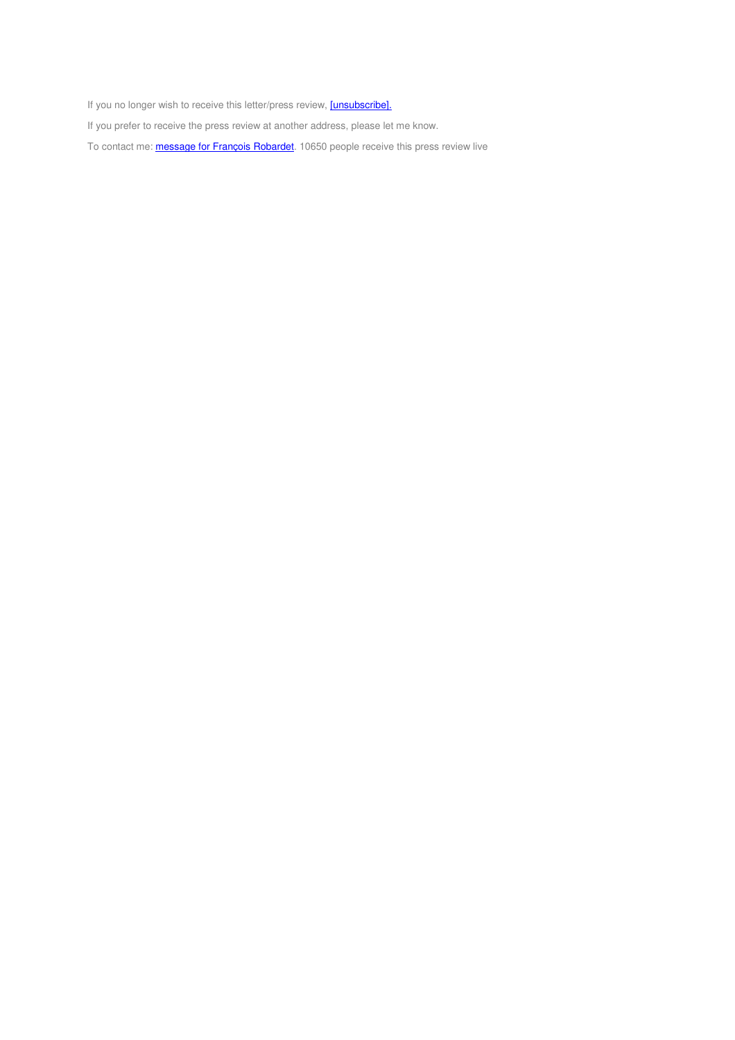If you no longer wish to receive this letter/press review, [unsubscribe].

If you prefer to receive the press review at another address, please let me know.

To contact me: message for François Robardet. 10650 people receive this press review live